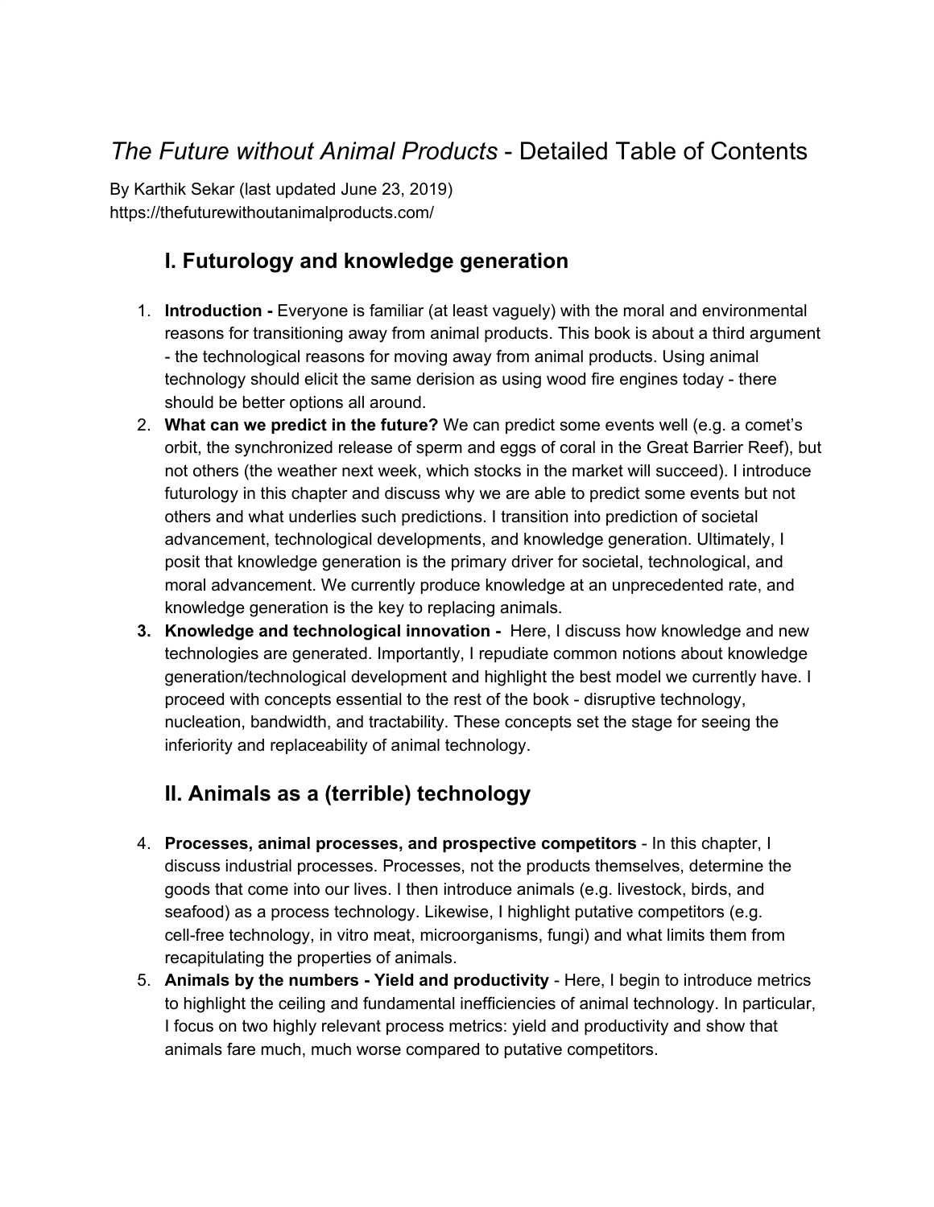# *The Future without Animal Products* - Detailed Table of Contents

By Karthik Sekar (last updated June 23, 2019)
https://thefuturewithoutanimalproducts.com/

## I. Futurology and knowledge generation

1. **Introduction -** Everyone is familiar (at least vaguely) with the moral and environmental reasons for transitioning away from animal products. This book is about a third argument - the technological reasons for moving away from animal products. Using animal technology should elicit the same derision as using wood fire engines today - there should be better options all around.
2. **What can we predict in the future?** We can predict some events well (e.g. a comet's orbit, the synchronized release of sperm and eggs of coral in the Great Barrier Reef), but not others (the weather next week, which stocks in the market will succeed). I introduce futurology in this chapter and discuss why we are able to predict some events but not others and what underlies such predictions. I transition into prediction of societal advancement, technological developments, and knowledge generation. Ultimately, I posit that knowledge generation is the primary driver for societal, technological, and moral advancement. We currently produce knowledge at an unprecedented rate, and knowledge generation is the key to replacing animals.
3. **Knowledge and technological innovation -** Here, I discuss how knowledge and new technologies are generated. Importantly, I repudiate common notions about knowledge generation/technological development and highlight the best model we currently have. I proceed with concepts essential to the rest of the book - disruptive technology, nucleation, bandwidth, and tractability. These concepts set the stage for seeing the inferiority and replaceability of animal technology.

## II. Animals as a (terrible) technology

4. **Processes, animal processes, and prospective competitors** - In this chapter, I discuss industrial processes. Processes, not the products themselves, determine the goods that come into our lives. I then introduce animals (e.g. livestock, birds, and seafood) as a process technology. Likewise, I highlight putative competitors (e.g. cell-free technology, in vitro meat, microorganisms, fungi) and what limits them from recapitulating the properties of animals.
5. **Animals by the numbers - Yield and productivity** - Here, I begin to introduce metrics to highlight the ceiling and fundamental inefficiencies of animal technology. In particular, I focus on two highly relevant process metrics: yield and productivity and show that animals fare much, much worse compared to putative competitors.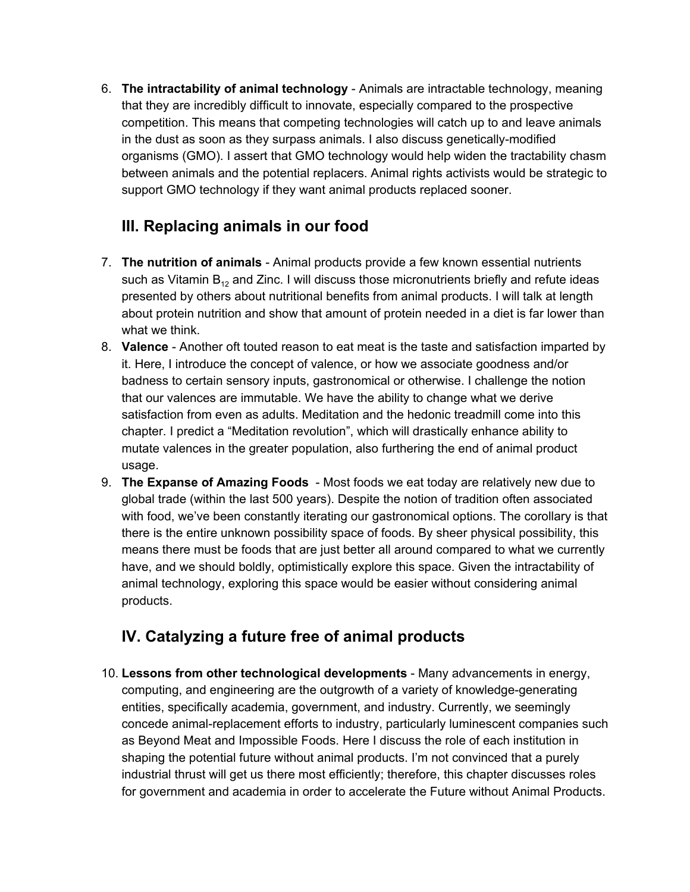6. **The intractability of animal technology** - Animals are intractable technology, meaning that they are incredibly difficult to innovate, especially compared to the prospective competition. This means that competing technologies will catch up to and leave animals in the dust as soon as they surpass animals. I also discuss genetically-modified organisms (GMO). I assert that GMO technology would help widen the tractability chasm between animals and the potential replacers. Animal rights activists would be strategic to support GMO technology if they want animal products replaced sooner.

## III. Replacing animals in our food

7. **The nutrition of animals** - Animal products provide a few known essential nutrients such as Vitamin $B_{12}$ and Zinc. I will discuss those micronutrients briefly and refute ideas presented by others about nutritional benefits from animal products. I will talk at length about protein nutrition and show that amount of protein needed in a diet is far lower than what we think.
8. **Valence** - Another oft touted reason to eat meat is the taste and satisfaction imparted by it. Here, I introduce the concept of valence, or how we associate goodness and/or badness to certain sensory inputs, gastronomical or otherwise. I challenge the notion that our valences are immutable. We have the ability to change what we derive satisfaction from even as adults. Meditation and the hedonic treadmill come into this chapter. I predict a "Meditation revolution", which will drastically enhance ability to mutate valences in the greater population, also furthering the end of animal product usage.
9. **The Expanse of Amazing Foods** - Most foods we eat today are relatively new due to global trade (within the last 500 years). Despite the notion of tradition often associated with food, we've been constantly iterating our gastronomical options. The corollary is that there is the entire unknown possibility space of foods. By sheer physical possibility, this means there must be foods that are just better all around compared to what we currently have, and we should boldly, optimistically explore this space. Given the intractability of animal technology, exploring this space would be easier without considering animal products.

## IV. Catalyzing a future free of animal products

10. **Lessons from other technological developments** - Many advancements in energy, computing, and engineering are the outgrowth of a variety of knowledge-generating entities, specifically academia, government, and industry. Currently, we seemingly concede animal-replacement efforts to industry, particularly luminescent companies such as Beyond Meat and Impossible Foods. Here I discuss the role of each institution in shaping the potential future without animal products. I'm not convinced that a purely industrial thrust will get us there most efficiently; therefore, this chapter discusses roles for government and academia in order to accelerate the Future without Animal Products.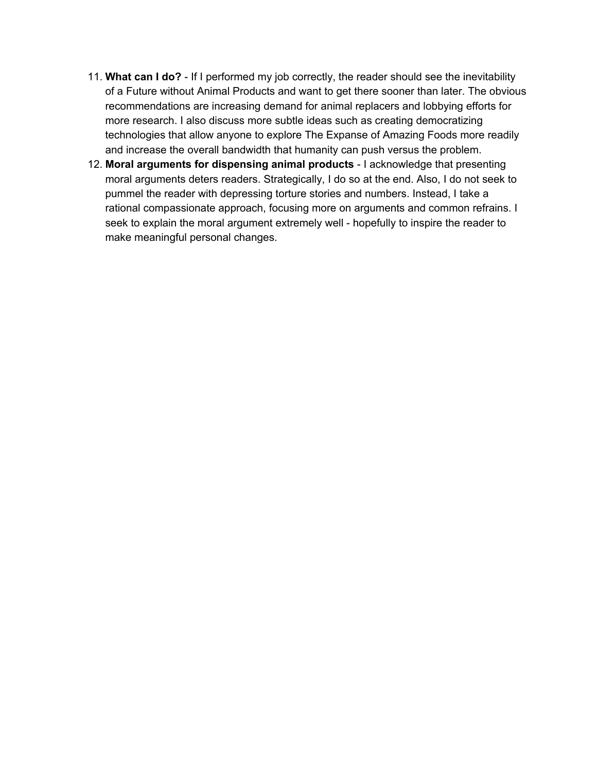11. **What can I do?** - If I performed my job correctly, the reader should see the inevitability of a Future without Animal Products and want to get there sooner than later. The obvious recommendations are increasing demand for animal replacers and lobbying efforts for more research. I also discuss more subtle ideas such as creating democratizing technologies that allow anyone to explore The Expanse of Amazing Foods more readily and increase the overall bandwidth that humanity can push versus the problem.
12. **Moral arguments for dispensing animal products** - I acknowledge that presenting moral arguments deters readers. Strategically, I do so at the end. Also, I do not seek to pummel the reader with depressing torture stories and numbers. Instead, I take a rational compassionate approach, focusing more on arguments and common refrains. I seek to explain the moral argument extremely well - hopefully to inspire the reader to make meaningful personal changes.